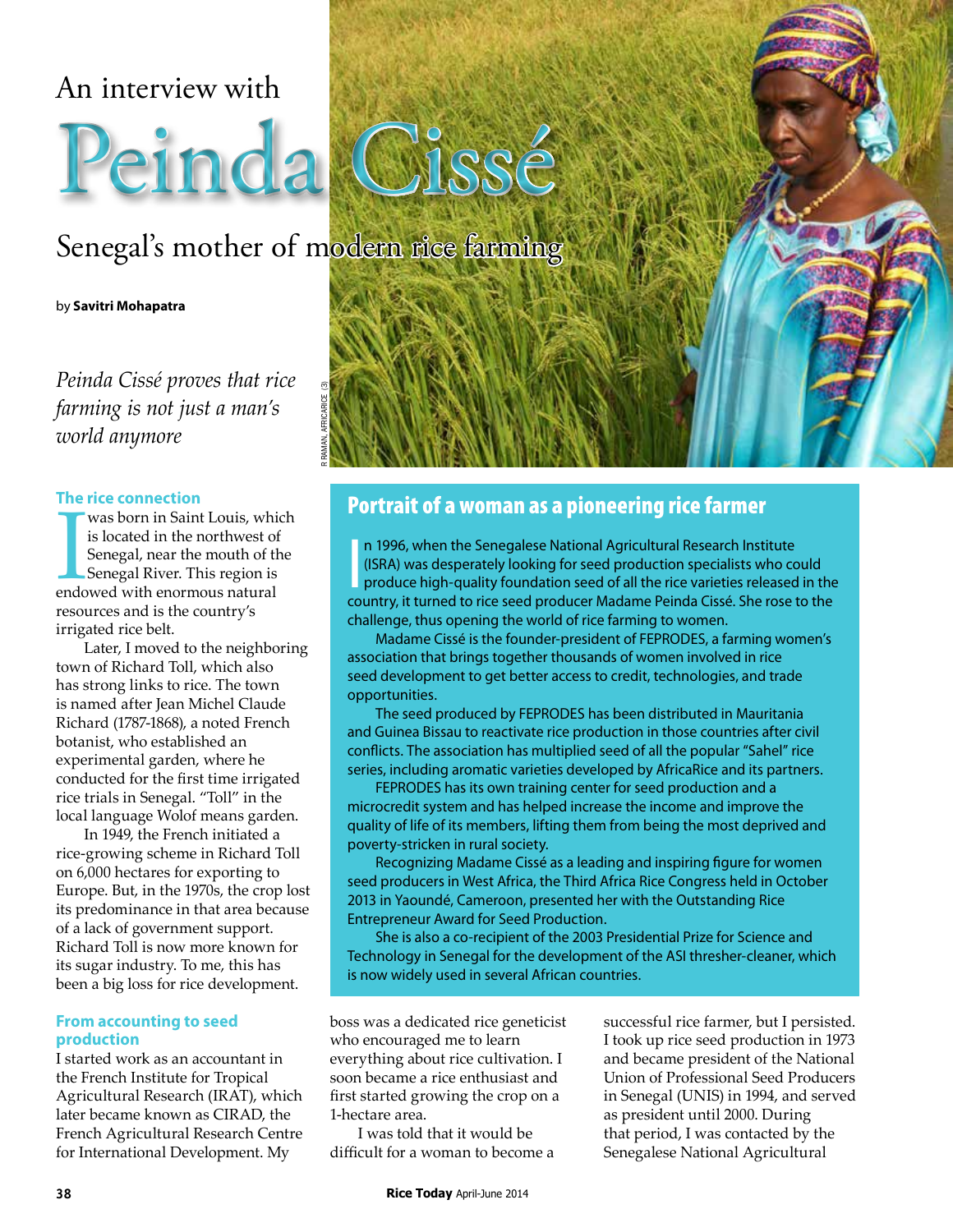An interview with

# Peinda Cissé

## Senegal's mother of modern rice farming

by **Savitri Mohapatra**

*Peinda Cissé proves that rice farming is not just a man's world anymore*

R RAMAN, AFRICARICE (3)

### Portrait of a woman as a pioneering rice farmer

In 1996, when the Senegalese National Agricultural Research Institute (ISRA) was desperately looking for seed production specialists who could produce high-quality foundation seed of all the rice varieties released in the country, it turned to rice seed producer Madame Peinda Cissé. She rose to the challenge, thus opening the world of rice farming to women.

Madame Cissé is the founder-president of FEPRODES, a farming women's association that brings together thousands of women involved in rice seed development to get better access to credit, technologies, and trade opportunities.

The seed produced by FEPRODES has been distributed in Mauritania and Guinea Bissau to reactivate rice production in those countries after civil conflicts. The association has multiplied seed of all the popular "Sahel" rice series, including aromatic varieties developed by AfricaRice and its partners.

FEPRODES has its own training center for seed production and a microcredit system and has helped increase the income and improve the quality of life of its members, lifting them from being the most deprived and poverty-stricken in rural society.

Recognizing Madame Cissé as a leading and inspiring figure for women seed producers in West Africa, the Third Africa Rice Congress held in October 2013 in Yaoundé, Cameroon, presented her with the Outstanding Rice Entrepreneur Award for Seed Production.

She is also a co-recipient of the 2003 Presidential Prize for Science and Technology in Senegal for the development of the ASI thresher-cleaner, which is now widely used in several African countries.

### The rice connection

I was born in Saint Louis, which is located in the northwest of Senegal, near the mouth of the Senegal River. This region is endowed with enormous natural resources and is the country's irrigated rice belt.

Later, I moved to the neighboring town of Richard Toll, which also has strong links to rice. The town is named after Jean Michel Claude Richard (1787-1868), a noted French botanist, who established an experimental garden, where he conducted for the first time irrigated rice trials in Senegal. "Toll" in the local language Wolof means garden.

In 1949, the French initiated a rice-growing scheme in Richard Toll on 6,000 hectares for exporting to Europe. But, in the 1970s, the crop lost its predominance in that area because of a lack of government support. Richard Toll is now more known for its sugar industry. To me, this has been a big loss for rice development.

### From accounting to seed production

I started work as an accountant in the French Institute for Tropical Agricultural Research (IRAT), which later became known as CIRAD, the French Agricultural Research Centre for International Development. My boss was a dedicated rice geneticist who encouraged me to learn everything about rice cultivation. I soon became a rice enthusiast and first started growing the crop on a 1-hectare area.

I was told that it would be difficult for a woman to become a successful rice farmer, but I persisted. I took up rice seed production in 1973 and became president of the National Union of Professional Seed Producers in Senegal (UNIS) in 1994, and served as president until 2000. During that period, I was contacted by the Senegalese National Agricultural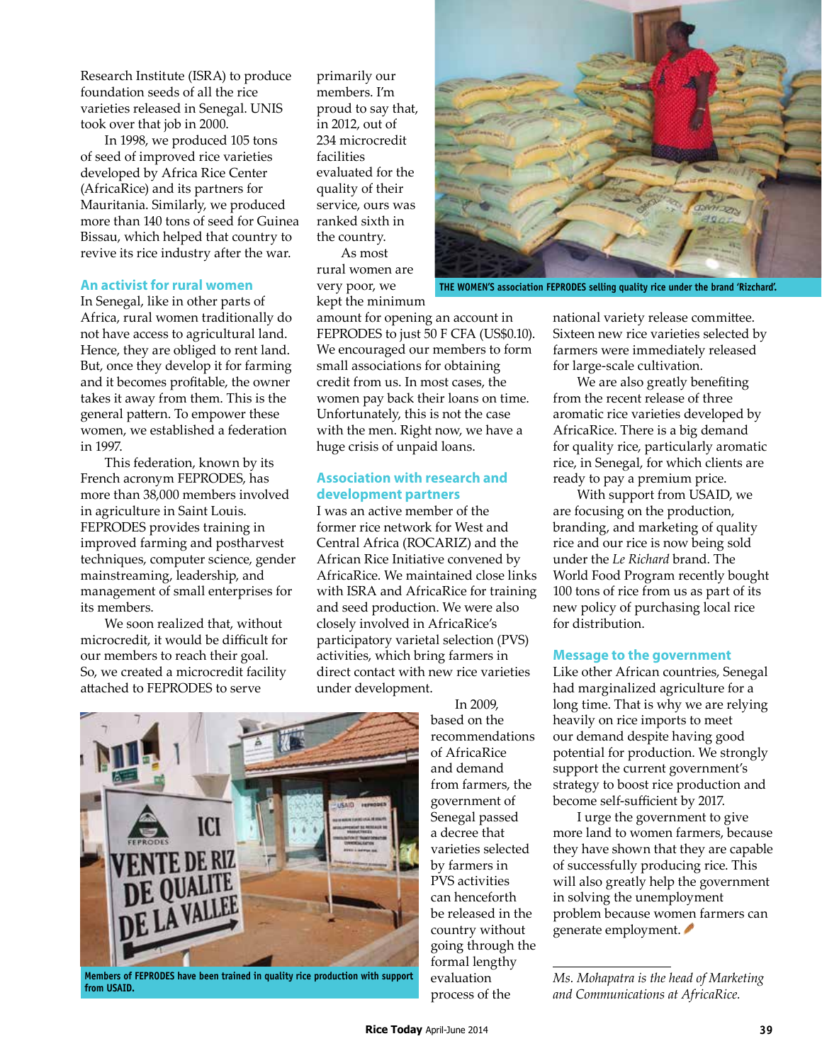Research Institute (ISRA) to produce foundation seeds of all the rice varieties released in Senegal. UNIS took over that job in 2000.

In 1998, we produced 105 tons of seed of improved rice varieties developed by Africa Rice Center (AfricaRice) and its partners for Mauritania. Similarly, we produced more than 140 tons of seed for Guinea Bissau, which helped that country to revive its rice industry after the war.

## An activist for rural women

In Senegal, like in other parts of Africa, rural women traditionally do not have access to agricultural land. Hence, they are obliged to rent land. But, once they develop it for farming and it becomes profitable, the owner takes it away from them. This is the general pattern. To empower these women, we established a federation in 1997.

This federation, known by its French acronym FEPRODES, has more than 38,000 members involved in agriculture in Saint Louis. FEPRODES provides training in improved farming and postharvest techniques, computer science, gender mainstreaming, leadership, and management of small enterprises for its members.

We soon realized that, without microcredit, it would be difficult for our members to reach their goal. So, we created a microcredit facility attached to FEPRODES to serve primarily our members. I'm proud to say that, in 2012, out of 234 microcredit facilities evaluated for the quality of their service, ours was ranked sixth in the country.

As most rural women are very poor, we kept the minimum amount for opening an account in FEPRODES to just 50 F CFA (US$0.10). We encouraged our members to form small associations for obtaining credit from us. In most cases, the women pay back their loans on time. Unfortunately, this is not the case with the men. Right now, we have a huge crisis of unpaid loans.

THE WOMEN'S association FEPRODES selling quality rice under the brand 'Rizchard'.

## Association with research and development partners

I was an active member of the former rice network for West and Central Africa (ROCARIZ) and the African Rice Initiative convened by AfricaRice. We maintained close links with ISRA and AfricaRice for training and seed production. We were also closely involved in AfricaRice's participatory varietal selection (PVS) activities, which bring farmers in direct contact with new rice varieties under development.

In 2009, based on the recommendations of AfricaRice and demand from farmers, the government of Senegal passed a decree that varieties selected by farmers in PVS activities can henceforth be released in the country without going through the formal lengthy evaluation process of the national variety release committee. Sixteen new rice varieties selected by farmers were immediately released for large-scale cultivation.

Members of FEPRODES have been trained in quality rice production with support from USAID.

We are also greatly benefiting from the recent release of three aromatic rice varieties developed by AfricaRice. There is a big demand for quality rice, particularly aromatic rice, in Senegal, for which clients are ready to pay a premium price.

With support from USAID, we are focusing on the production, branding, and marketing of quality rice and our rice is now being sold under the *Le Richard* brand. The World Food Program recently bought 100 tons of rice from us as part of its new policy of purchasing local rice for distribution.

## Message to the government

Like other African countries, Senegal had marginalized agriculture for a long time. That is why we are relying heavily on rice imports to meet our demand despite having good potential for production. We strongly support the current government's strategy to boost rice production and become self-sufficient by 2017.

I urge the government to give more land to women farmers, because they have shown that they are capable of successfully producing rice. This will also greatly help the government in solving the unemployment problem because women farmers can generate employment.

---

*Ms. Mohapatra is the head of Marketing and Communications at AfricaRice.*